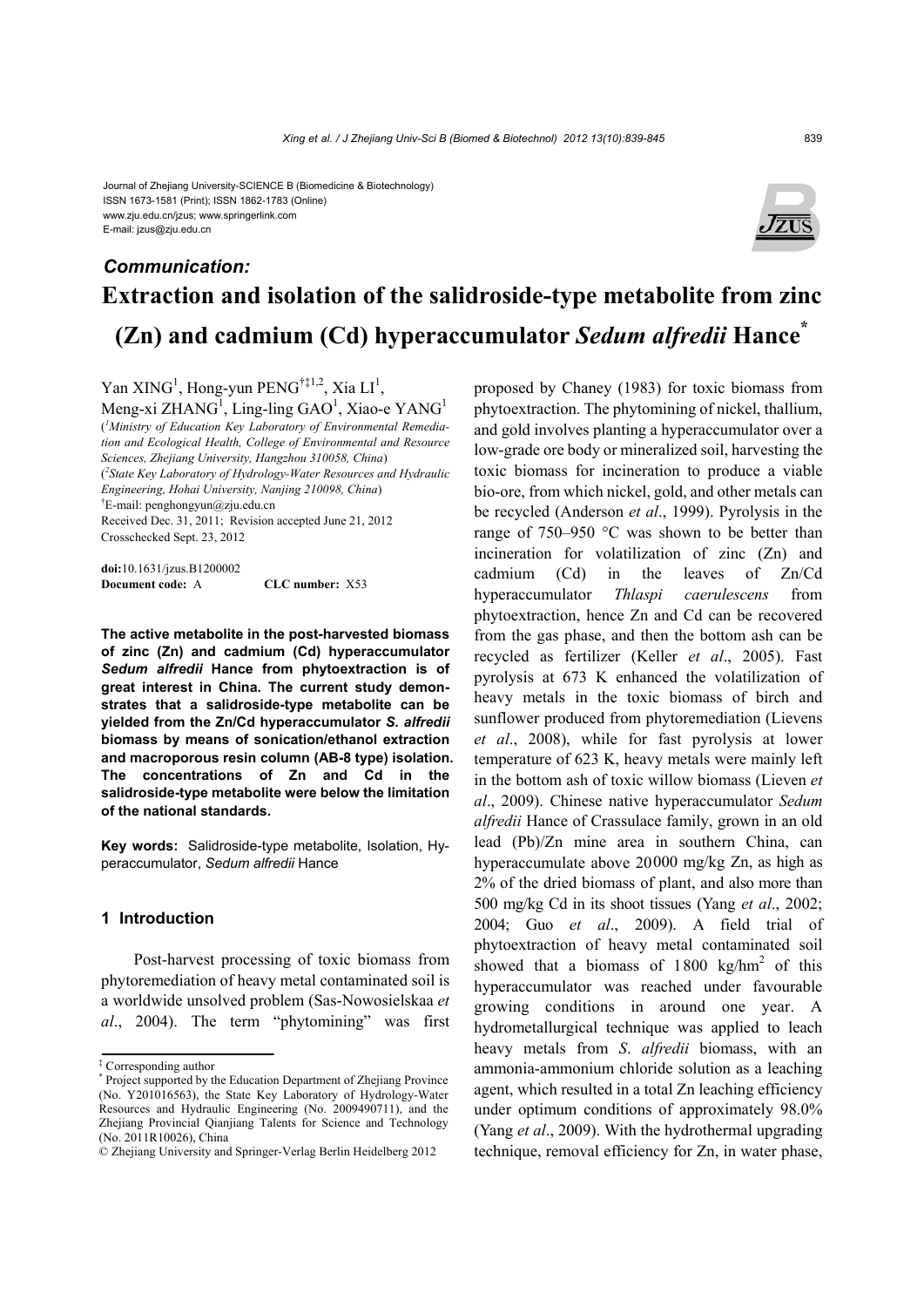Journal of Zhejiang University-SCIENCE B (Biomedicine & Biotechnology)
ISSN 1673-1581 (Print); ISSN 1862-1783 (Online)
www.zju.edu.cn/jzus; www.springerlink.com
E-mail: jzus@zju.edu.cn

***Communication:***

# Extraction and isolation of the salidroside-type metabolite from zinc (Zn) and cadmium (Cd) hyperaccumulator *Sedum alfredii* Hance*

Yan XING[1], Hong-yun PENG[†‡1,2], Xia LI[1], Meng-xi ZHANG[1], Ling-ling GAO[1], Xiao-e YANG[1]

([1]*Ministry of Education Key Laboratory of Environmental Remediation and Ecological Health, College of Environmental and Resource Sciences, Zhejiang University, Hangzhou 310058, China*)

([2]*State Key Laboratory of Hydrology-Water Resources and Hydraulic Engineering, Hohai University, Nanjing 210098, China*)

[†]E-mail: penghongyun@zju.edu.cn

Received Dec. 31, 2011; Revision accepted June 21, 2012

Crosschecked Sept. 23, 2012

**doi:**10.1631/jzus.B1200002
**Document code:** A **CLC number:** X53

**The active metabolite in the post-harvested biomass of zinc (Zn) and cadmium (Cd) hyperaccumulator *Sedum alfredii* Hance from phytoextraction is of great interest in China. The current study demonstrates that a salidroside-type metabolite can be yielded from the Zn/Cd hyperaccumulator *S. alfredii* biomass by means of sonication/ethanol extraction and macroporous resin column (AB-8 type) isolation. The concentrations of Zn and Cd in the salidroside-type metabolite were below the limitation of the national standards.**

**Key words:** Salidroside-type metabolite, Isolation, Hyperaccumulator, *Sedum alfredii* Hance

## 1 Introduction

Post-harvest processing of toxic biomass from phytoremediation of heavy metal contaminated soil is a worldwide unsolved problem (Sas-Nowosielskaa *et al*., 2004). The term "phytomining" was first proposed by Chaney (1983) for toxic biomass from phytoextraction. The phytomining of nickel, thallium, and gold involves planting a hyperaccumulator over a low-grade ore body or mineralized soil, harvesting the toxic biomass for incineration to produce a viable bio-ore, from which nickel, gold, and other metals can be recycled (Anderson *et al*., 1999). Pyrolysis in the range of 750–950 °C was shown to be better than incineration for volatilization of zinc (Zn) and cadmium (Cd) in the leaves of Zn/Cd hyperaccumulator *Thlaspi caerulescens* from phytoextraction, hence Zn and Cd can be recovered from the gas phase, and then the bottom ash can be recycled as fertilizer (Keller *et al*., 2005). Fast pyrolysis at 673 K enhanced the volatilization of heavy metals in the toxic biomass of birch and sunflower produced from phytoremediation (Lievens *et al*., 2008), while for fast pyrolysis at lower temperature of 623 K, heavy metals were mainly left in the bottom ash of toxic willow biomass (Lieven *et al*., 2009). Chinese native hyperaccumulator *Sedum alfredii* Hance of Crassulace family, grown in an old lead (Pb)/Zn mine area in southern China, can hyperaccumulate above 20 000 mg/kg Zn, as high as 2% of the dried biomass of plant, and also more than 500 mg/kg Cd in its shoot tissues (Yang *et al*., 2002; 2004; Guo *et al*., 2009). A field trial of phytoextraction of heavy metal contaminated soil showed that a biomass of 1800 kg/hm$^2$ of this hyperaccumulator was reached under favourable growing conditions in around one year. A hydrometallurgical technique was applied to leach heavy metals from *S. alfredii* biomass, with an ammonia-ammonium chloride solution as a leaching agent, which resulted in a total Zn leaching efficiency under optimum conditions of approximately 98.0% (Yang *et al*., 2009). With the hydrothermal upgrading technique, removal efficiency for Zn, in water phase,

---

‡ Corresponding author

\* Project supported by the Education Department of Zhejiang Province (No. Y201016563), the State Key Laboratory of Hydrology-Water Resources and Hydraulic Engineering (No. 2009490711), and the Zhejiang Provincial Qianjiang Talents for Science and Technology (No. 2011R10026), China

© Zhejiang University and Springer-Verlag Berlin Heidelberg 2012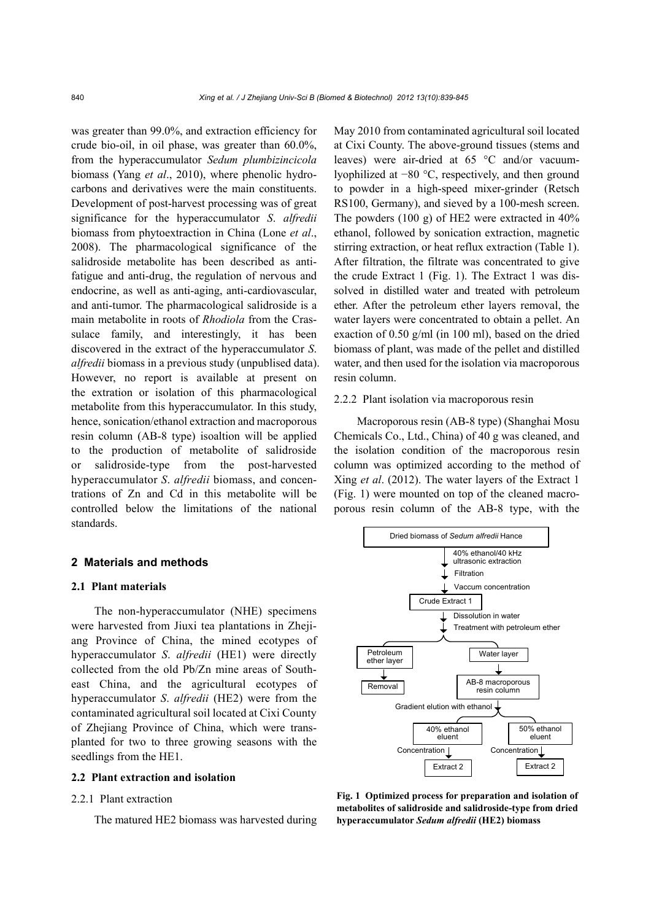was greater than 99.0%, and extraction efficiency for crude bio-oil, in oil phase, was greater than 60.0%, from the hyperaccumulator *Sedum plumbizincicola* biomass (Yang *et al*., 2010), where phenolic hydrocarbons and derivatives were the main constituents. Development of post-harvest processing was of great significance for the hyperaccumulator *S. alfredii* biomass from phytoextraction in China (Lone *et al*., 2008). The pharmacological significance of the salidroside metabolite has been described as anti-fatigue and anti-drug, the regulation of nervous and endocrine, as well as anti-aging, anti-cardiovascular, and anti-tumor. The pharmacological salidroside is a main metabolite in roots of *Rhodiola* from the Crassulace family, and interestingly, it has been discovered in the extract of the hyperaccumulator *S. alfredii* biomass in a previous study (unpublised data). However, no report is available at present on the extration or isolation of this pharmacological metabolite from this hyperaccumulator. In this study, hence, sonication/ethanol extraction and macroporous resin column (AB-8 type) isoaltion will be applied to the production of metabolite of salidroside or salidroside-type from the post-harvested hyperaccumulator *S. alfredii* biomass, and concentrations of Zn and Cd in this metabolite will be controlled below the limitations of the national standards.

## 2 Materials and methods

### 2.1 Plant materials

The non-hyperaccumulator (NHE) specimens were harvested from Jiuxi tea plantations in Zhejiang Province of China, the mined ecotypes of hyperaccumulator *S. alfredii* (HE1) were directly collected from the old Pb/Zn mine areas of Southeast China, and the agricultural ecotypes of hyperaccumulator *S. alfredii* (HE2) were from the contaminated agricultural soil located at Cixi County of Zhejiang Province of China, which were transplanted for two to three growing seasons with the seedlings from the HE1.

### 2.2 Plant extraction and isolation

#### 2.2.1 Plant extraction

The matured HE2 biomass was harvested during May 2010 from contaminated agricultural soil located at Cixi County. The above-ground tissues (stems and leaves) were air-dried at 65 °C and/or vacuum-lyophilized at −80 °C, respectively, and then ground to powder in a high-speed mixer-grinder (Retsch RS100, Germany), and sieved by a 100-mesh screen. The powders (100 g) of HE2 were extracted in 40% ethanol, followed by sonication extraction, magnetic stirring extraction, or heat reflux extraction (Table 1). After filtration, the filtrate was concentrated to give the crude Extract 1 (Fig. 1). The Extract 1 was dissolved in distilled water and treated with petroleum ether. After the petroleum ether layers removal, the water layers were concentrated to obtain a pellet. An exaction of 0.50 g/ml (in 100 ml), based on the dried biomass of plant, was made of the pellet and distilled water, and then used for the isolation via macroporous resin column.

#### 2.2.2 Plant isolation via macroporous resin

Macroporous resin (AB-8 type) (Shanghai Mosu Chemicals Co., Ltd., China) of 40 g was cleaned, and the isolation condition of the macroporous resin column was optimized according to the method of Xing *et al*. (2012). The water layers of the Extract 1 (Fig. 1) were mounted on top of the cleaned macroporous resin column of the AB-8 type, with the

**Fig. 1 Optimized process for preparation and isolation of metabolites of salidroside and salidroside-type from dried hyperaccumulator *Sedum alfredii* (HE2) biomass**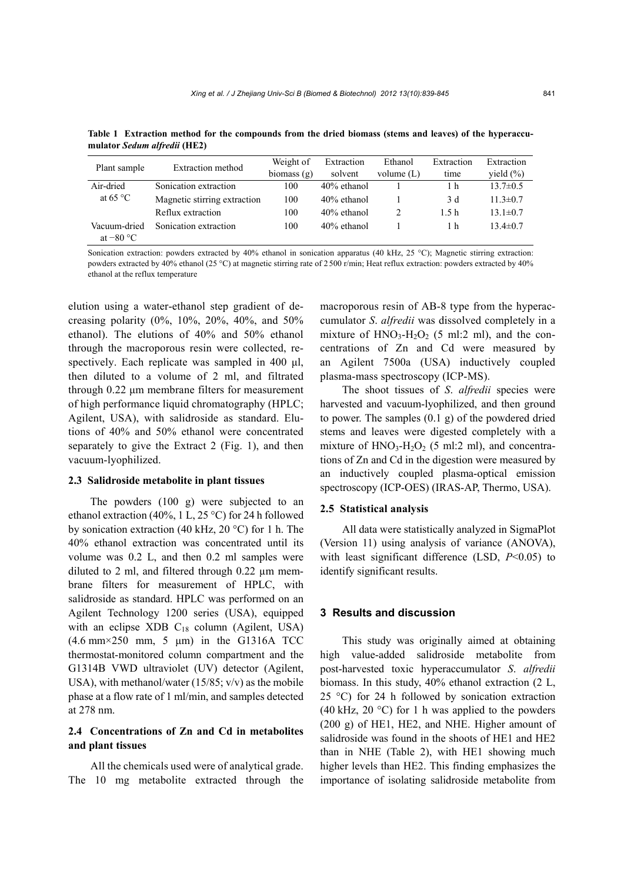**Table 1 Extraction method for the compounds from the dried biomass (stems and leaves) of the hyperaccumulator *Sedum alfredii* (HE2)**

| Plant sample | Extraction method | Weight of biomass (g) | Extraction solvent | Ethanol volume (L) | Extraction time | Extraction yield (%) |
|---|---|---|---|---|---|---|
| Air-dried at 65 °C | Sonication extraction | 100 | 40% ethanol | 1 | 1 h | 13.7±0.5 |
| | Magnetic stirring extraction | 100 | 40% ethanol | 1 | 3 d | 11.3±0.7 |
| | Reflux extraction | 100 | 40% ethanol | 2 | 1.5 h | 13.1±0.7 |
| Vacuum-dried at −80 °C | Sonication extraction | 100 | 40% ethanol | 1 | 1 h | 13.4±0.7 |

Sonication extraction: powders extracted by 40% ethanol in sonication apparatus (40 kHz, 25 °C); Magnetic stirring extraction: powders extracted by 40% ethanol (25 °C) at magnetic stirring rate of 2 500 r/min; Heat reflux extraction: powders extracted by 40% ethanol at the reflux temperature

elution using a water-ethanol step gradient of decreasing polarity (0%, 10%, 20%, 40%, and 50% ethanol). The elutions of 40% and 50% ethanol through the macroporous resin were collected, respectively. Each replicate was sampled in 400 μl, then diluted to a volume of 2 ml, and filtrated through 0.22 μm membrane filters for measurement of high performance liquid chromatography (HPLC; Agilent, USA), with salidroside as standard. Elutions of 40% and 50% ethanol were concentrated separately to give the Extract 2 (Fig. 1), and then vacuum-lyophilized.

### 2.3 Salidroside metabolite in plant tissues

The powders (100 g) were subjected to an ethanol extraction (40%, 1 L, 25 °C) for 24 h followed by sonication extraction (40 kHz, 20 °C) for 1 h. The 40% ethanol extraction was concentrated until its volume was 0.2 L, and then 0.2 ml samples were diluted to 2 ml, and filtered through 0.22 μm membrane filters for measurement of HPLC, with salidroside as standard. HPLC was performed on an Agilent Technology 1200 series (USA), equipped with an eclipse XDB $C_{18}$ column (Agilent, USA) (4.6 mm×250 mm, 5 μm) in the G1316A TCC thermostat-monitored column compartment and the G1314B VWD ultraviolet (UV) detector (Agilent, USA), with methanol/water (15/85; v/v) as the mobile phase at a flow rate of 1 ml/min, and samples detected at 278 nm.

### 2.4 Concentrations of Zn and Cd in metabolites and plant tissues

All the chemicals used were of analytical grade. The 10 mg metabolite extracted through the macroporous resin of AB-8 type from the hyperaccumulator *S. alfredii* was dissolved completely in a mixture of $HNO_3$-$H_2O_2$ (5 ml:2 ml), and the concentrations of Zn and Cd were measured by an Agilent 7500a (USA) inductively coupled plasma-mass spectroscopy (ICP-MS).

The shoot tissues of *S. alfredii* species were harvested and vacuum-lyophilized, and then ground to power. The samples (0.1 g) of the powdered dried stems and leaves were digested completely with a mixture of $HNO_3$-$H_2O_2$ (5 ml:2 ml), and concentrations of Zn and Cd in the digestion were measured by an inductively coupled plasma-optical emission spectroscopy (ICP-OES) (IRAS-AP, Thermo, USA).

### 2.5 Statistical analysis

All data were statistically analyzed in SigmaPlot (Version 11) using analysis of variance (ANOVA), with least significant difference (LSD, $P<0.05$) to identify significant results.

## 3 Results and discussion

This study was originally aimed at obtaining high value-added salidroside metabolite from post-harvested toxic hyperaccumulator *S. alfredii* biomass. In this study, 40% ethanol extraction (2 L, 25 °C) for 24 h followed by sonication extraction (40 kHz, 20 °C) for 1 h was applied to the powders (200 g) of HE1, HE2, and NHE. Higher amount of salidroside was found in the shoots of HE1 and HE2 than in NHE (Table 2), with HE1 showing much higher levels than HE2. This finding emphasizes the importance of isolating salidroside metabolite from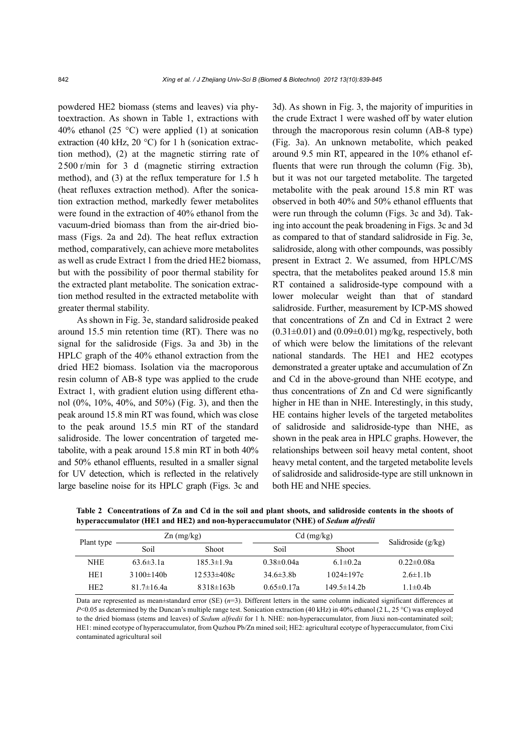powdered HE2 biomass (stems and leaves) via phytoextraction. As shown in Table 1, extractions with 40% ethanol (25 °C) were applied (1) at sonication extraction (40 kHz, 20 °C) for 1 h (sonication extraction method), (2) at the magnetic stirring rate of 2500 r/min for 3 d (magnetic stirring extraction method), and (3) at the reflux temperature for 1.5 h (heat refluxes extraction method). After the sonication extraction method, markedly fewer metabolites were found in the extraction of 40% ethanol from the vacuum-dried biomass than from the air-dried biomass (Figs. 2a and 2d). The heat reflux extraction method, comparatively, can achieve more metabolites as well as crude Extract 1 from the dried HE2 biomass, but with the possibility of poor thermal stability for the extracted plant metabolite. The sonication extraction method resulted in the extracted metabolite with greater thermal stability.

As shown in Fig. 3e, standard salidroside peaked around 15.5 min retention time (RT). There was no signal for the salidroside (Figs. 3a and 3b) in the HPLC graph of the 40% ethanol extraction from the dried HE2 biomass. Isolation via the macroporous resin column of AB-8 type was applied to the crude Extract 1, with gradient elution using different ethanol (0%, 10%, 40%, and 50%) (Fig. 3), and then the peak around 15.8 min RT was found, which was close to the peak around 15.5 min RT of the standard salidroside. The lower concentration of targeted metabolite, with a peak around 15.8 min RT in both 40% and 50% ethanol effluents, resulted in a smaller signal for UV detection, which is reflected in the relatively large baseline noise for its HPLC graph (Figs. 3c and 3d). As shown in Fig. 3, the majority of impurities in the crude Extract 1 were washed off by water elution through the macroporous resin column (AB-8 type) (Fig. 3a). An unknown metabolite, which peaked around 9.5 min RT, appeared in the 10% ethanol effluents that were run through the column (Fig. 3b), but it was not our targeted metabolite. The targeted metabolite with the peak around 15.8 min RT was observed in both 40% and 50% ethanol effluents that were run through the column (Figs. 3c and 3d). Taking into account the peak broadening in Figs. 3c and 3d as compared to that of standard salidroside in Fig. 3e, salidroside, along with other compounds, was possibly present in Extract 2. We assumed, from HPLC/MS spectra, that the metabolites peaked around 15.8 min RT contained a salidroside-type compound with a lower molecular weight than that of standard salidroside. Further, measurement by ICP-MS showed that concentrations of Zn and Cd in Extract 2 were (0.31±0.01) and (0.09±0.01) mg/kg, respectively, both of which were below the limitations of the relevant national standards. The HE1 and HE2 ecotypes demonstrated a greater uptake and accumulation of Zn and Cd in the above-ground than NHE ecotype, and thus concentrations of Zn and Cd were significantly higher in HE than in NHE. Interestingly, in this study, HE contains higher levels of the targeted metabolites of salidroside and salidroside-type than NHE, as shown in the peak area in HPLC graphs. However, the relationships between soil heavy metal content, shoot heavy metal content, and the targeted metabolite levels of salidroside and salidroside-type are still unknown in both HE and NHE species.

**Table 2 Concentrations of Zn and Cd in the soil and plant shoots, and salidroside contents in the shoots of hyperaccumulator (HE1 and HE2) and non-hyperaccumulator (NHE) of *Sedum alfredii***

| Plant type | Zn (mg/kg) | | Cd (mg/kg) | | Salidroside (g/kg) |
|---|---|---|---|---|---|
| | Soil | Shoot | Soil | Shoot | |
| NHE | 63.6±3.1a | 185.3±1.9a | 0.38±0.04a | 6.1±0.2a | 0.22±0.08a |
| HE1 | 3100±140b | 12533±408c | 34.6±3.8b | 1024±197c | 2.6±1.1b |
| HE2 | 81.7±16.4a | 8318±163b | 0.65±0.17a | 149.5±14.2b | 1.1±0.4b |

Data are represented as mean±standard error (SE) ($n$=3). Different letters in the same column indicated significant differences at $P$<0.05 as determined by the Duncan's multiple range test. Sonication extraction (40 kHz) in 40% ethanol (2 L, 25 °C) was employed to the dried biomass (stems and leaves) of *Sedum alfredii* for 1 h. NHE: non-hyperaccumulator, from Jiuxi non-contaminated soil; HE1: mined ecotype of hyperaccumulator, from Quzhou Pb/Zn mined soil; HE2: agricultural ecotype of hyperaccumulator, from Cixi contaminated agricultural soil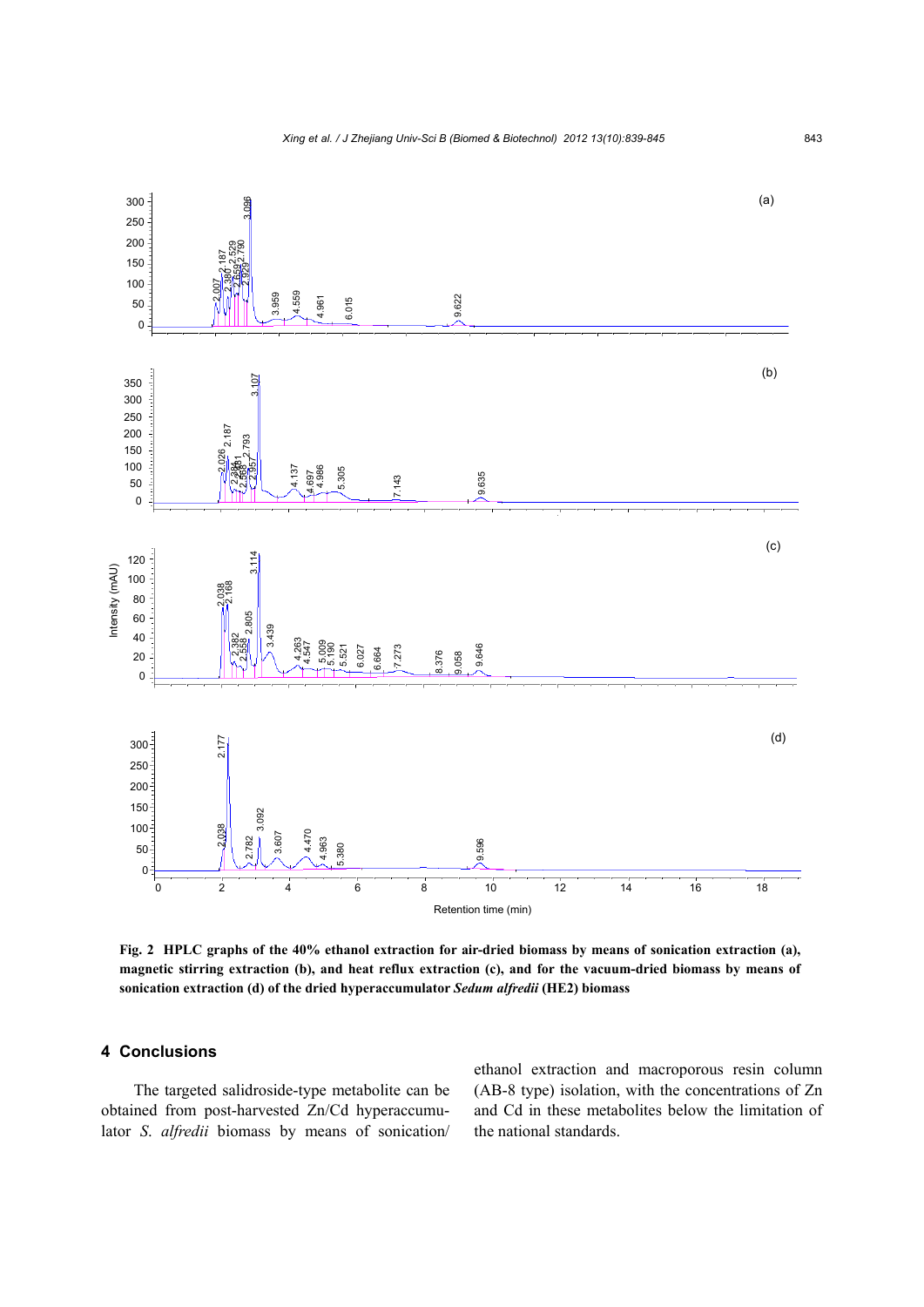**Fig. 2 HPLC graphs of the 40% ethanol extraction for air-dried biomass by means of sonication extraction (a), magnetic stirring extraction (b), and heat reflux extraction (c), and for the vacuum-dried biomass by means of sonication extraction (d) of the dried hyperaccumulator *Sedum alfredii* (HE2) biomass**

## 4 Conclusions

The targeted salidroside-type metabolite can be obtained from post-harvested Zn/Cd hyperaccumulator *S. alfredii* biomass by means of sonication/ethanol extraction and macroporous resin column (AB-8 type) isolation, with the concentrations of Zn and Cd in these metabolites below the limitation of the national standards.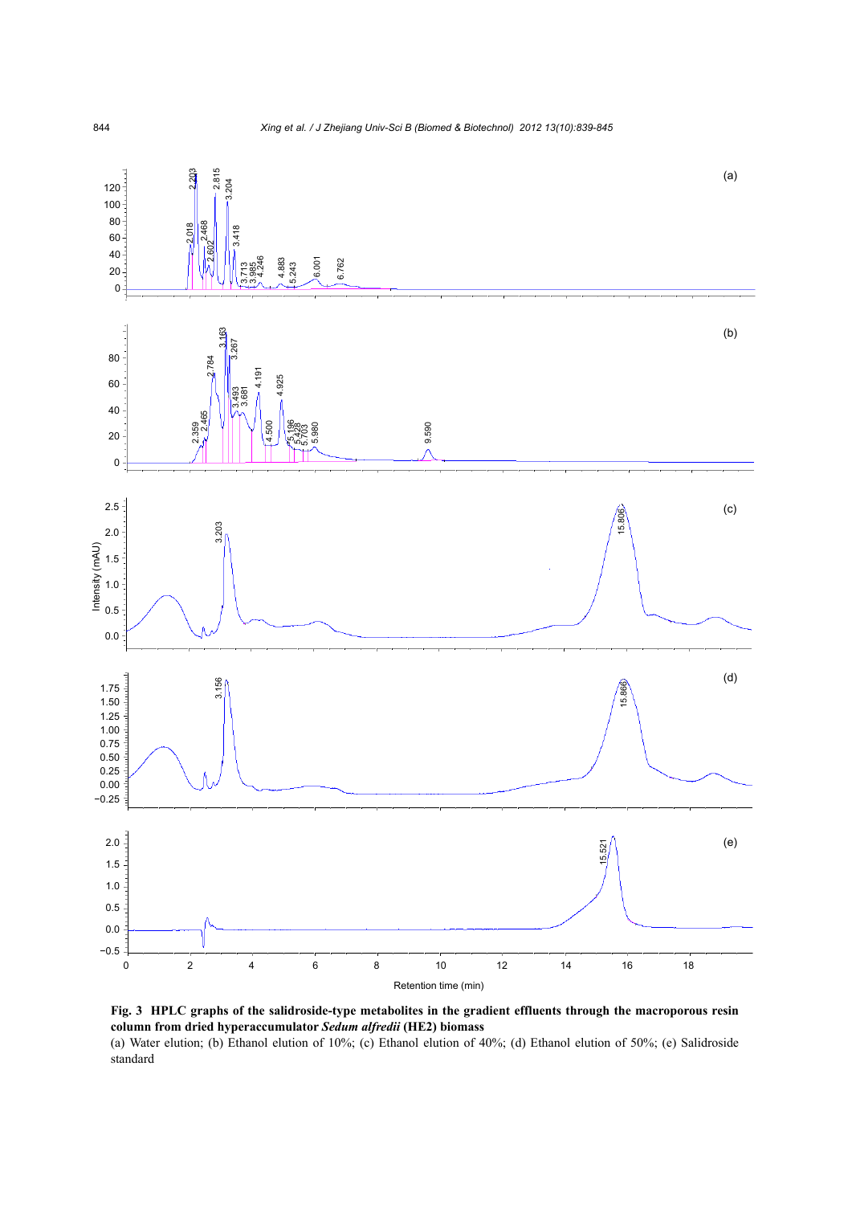**Fig. 3 HPLC graphs of the salidroside-type metabolites in the gradient effluents through the macroporous resin column from dried hyperaccumulator *Sedum alfredii* (HE2) biomass**

(a) Water elution; (b) Ethanol elution of 10%; (c) Ethanol elution of 40%; (d) Ethanol elution of 50%; (e) Salidroside standard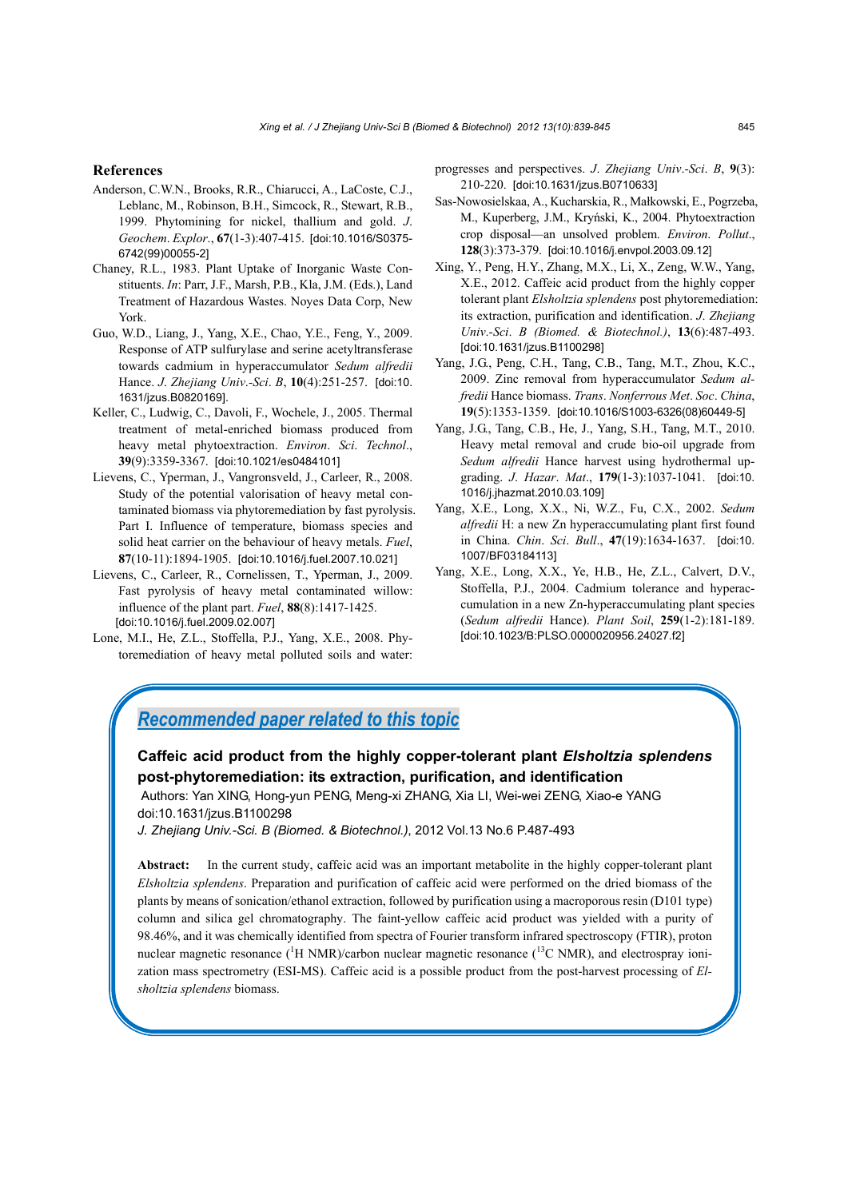## References

Anderson, C.W.N., Brooks, R.R., Chiarucci, A., LaCoste, C.J., Leblanc, M., Robinson, B.H., Simcock, R., Stewart, R.B., 1999. Phytomining for nickel, thallium and gold. *J. Geochem. Explor.*, **67**(1-3):407-415. [doi:10.1016/S0375-6742(99)00055-2]

Chaney, R.L., 1983. Plant Uptake of Inorganic Waste Constituents. *In*: Parr, J.F., Marsh, P.B., Kla, J.M. (Eds.), Land Treatment of Hazardous Wastes. Noyes Data Corp, New York.

Guo, W.D., Liang, J., Yang, X.E., Chao, Y.E., Feng, Y., 2009. Response of ATP sulfurylase and serine acetyltransferase towards cadmium in hyperaccumulator *Sedum alfredii* Hance. *J. Zhejiang Univ.-Sci. B*, **10**(4):251-257. [doi:10.1631/jzus.B0820169].

Keller, C., Ludwig, C., Davoli, F., Wochele, J., 2005. Thermal treatment of metal-enriched biomass produced from heavy metal phytoextraction. *Environ. Sci. Technol.*, **39**(9):3359-3367. [doi:10.1021/es0484101]

Lievens, C., Yperman, J., Vangronsveld, J., Carleer, R., 2008. Study of the potential valorisation of heavy metal contaminated biomass via phytoremediation by fast pyrolysis. Part I. Influence of temperature, biomass species and solid heat carrier on the behaviour of heavy metals. *Fuel*, **87**(10-11):1894-1905. [doi:10.1016/j.fuel.2007.10.021]

Lievens, C., Carleer, R., Cornelissen, T., Yperman, J., 2009. Fast pyrolysis of heavy metal contaminated willow: influence of the plant part. *Fuel*, **88**(8):1417-1425. [doi:10.1016/j.fuel.2009.02.007]

Lone, M.I., He, Z.L., Stoffella, P.J., Yang, X.E., 2008. Phytoremediation of heavy metal polluted soils and water: progresses and perspectives. *J. Zhejiang Univ.-Sci. B*, **9**(3):210-220. [doi:10.1631/jzus.B0710633]

Sas-Nowosielskaa, A., Kucharskia, R., Małkowski, E., Pogrzeba, M., Kuperberg, J.M., Kryński, K., 2004. Phytoextraction crop disposal—an unsolved problem. *Environ. Pollut.*, **128**(3):373-379. [doi:10.1016/j.envpol.2003.09.12]

Xing, Y., Peng, H.Y., Zhang, M.X., Li, X., Zeng, W.W., Yang, X.E., 2012. Caffeic acid product from the highly copper tolerant plant *Elsholtzia splendens* post phytoremediation: its extraction, purification and identification. *J. Zhejiang Univ.-Sci. B (Biomed. & Biotechnol.)*, **13**(6):487-493. [doi:10.1631/jzus.B1100298]

Yang, J.G., Peng, C.H., Tang, C.B., Tang, M.T., Zhou, K.C., 2009. Zinc removal from hyperaccumulator *Sedum alfredii* Hance biomass. *Trans. Nonferrous Met. Soc. China*, **19**(5):1353-1359. [doi:10.1016/S1003-6326(08)60449-5]

Yang, J.G., Tang, C.B., He, J., Yang, S.H., Tang, M.T., 2010. Heavy metal removal and crude bio-oil upgrade from *Sedum alfredii* Hance harvest using hydrothermal upgrading. *J. Hazar. Mat.*, **179**(1-3):1037-1041. [doi:10.1016/j.jhazmat.2010.03.109]

Yang, X.E., Long, X.X., Ni, W.Z., Fu, C.X., 2002. *Sedum alfredii* H: a new Zn hyperaccumulating plant first found in China. *Chin. Sci. Bull.*, **47**(19):1634-1637. [doi:10.1007/BF03184113]

Yang, X.E., Long, X.X., Ye, H.B., He, Z.L., Calvert, D.V., Stoffella, P.J., 2004. Cadmium tolerance and hyperaccumulation in a new Zn-hyperaccumulating plant species (*Sedum alfredii* Hance). *Plant Soil*, **259**(1-2):181-189. [doi:10.1023/B:PLSO.0000020956.24027.f2]

## Recommended paper related to this topic

**Caffeic acid product from the highly copper-tolerant plant *Elsholtzia splendens* post-phytoremediation: its extraction, purification, and identification**

Authors: Yan XING, Hong-yun PENG, Meng-xi ZHANG, Xia LI, Wei-wei ZENG, Xiao-e YANG
doi:10.1631/jzus.B1100298
*J. Zhejiang Univ.-Sci. B (Biomed. & Biotechnol.)*, 2012 Vol.13 No.6 P.487-493

**Abstract:** In the current study, caffeic acid was an important metabolite in the highly copper-tolerant plant *Elsholtzia splendens*. Preparation and purification of caffeic acid were performed on the dried biomass of the plants by means of sonication/ethanol extraction, followed by purification using a macroporous resin (D101 type) column and silica gel chromatography. The faint-yellow caffeic acid product was yielded with a purity of 98.46%, and it was chemically identified from spectra of Fourier transform infrared spectroscopy (FTIR), proton nuclear magnetic resonance ($^{1}$H NMR)/carbon nuclear magnetic resonance ($^{13}$C NMR), and electrospray ionization mass spectrometry (ESI-MS). Caffeic acid is a possible product from the post-harvest processing of *Elsholtzia splendens* biomass.